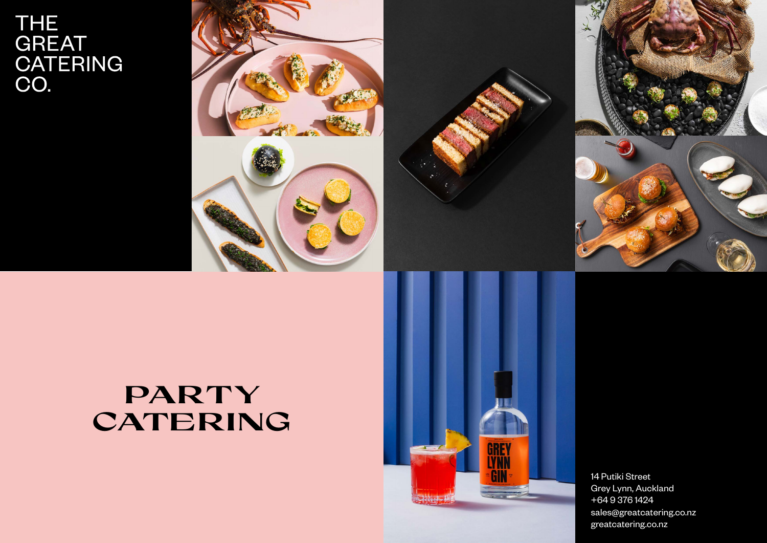# THE GREAT CATERING CO.

# PARTY CATERING

14 Putiki Street
Grey Lynn, Auckland
+64 9 376 1424
sales@greatcatering.co.nz
greatcatering.co.nz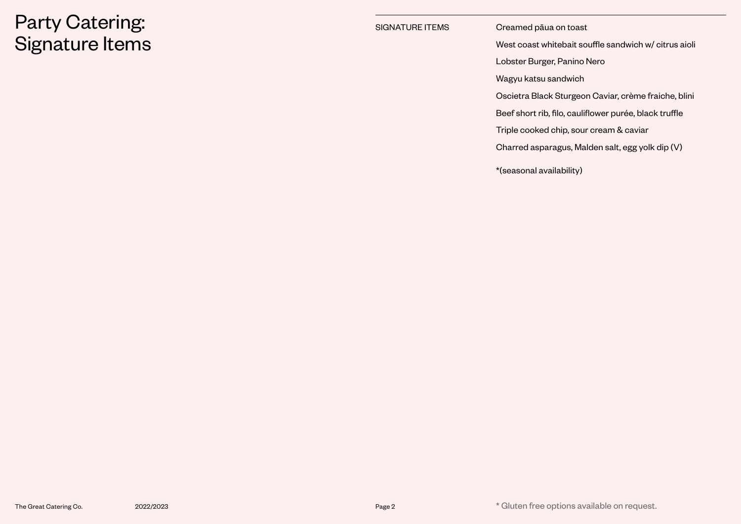# Party Catering: Signature Items

## SIGNATURE ITEMS

Creamed pāua on toast

West coast whitebait souffle sandwich w/ citrus aioli

Lobster Burger, Panino Nero

Wagyu katsu sandwich

Oscietra Black Sturgeon Caviar, crème fraiche, blini

Beef short rib, filo, cauliflower purée, black truffle

Triple cooked chip, sour cream & caviar

Charred asparagus, Malden salt, egg yolk dip (V)

*(seasonal availability)

* Gluten free options available on request.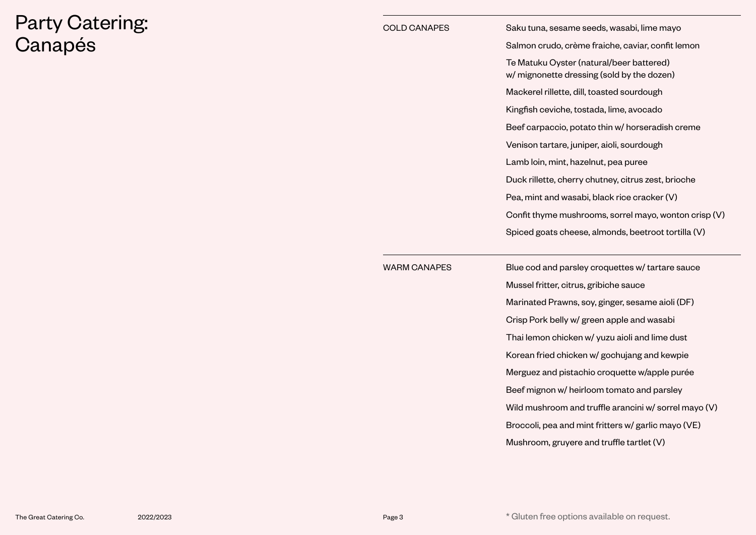# Party Catering: Canapés

## COLD CANAPES

- Saku tuna, sesame seeds, wasabi, lime mayo
- Salmon crudo, crème fraiche, caviar, confit lemon
- Te Matuku Oyster (natural/beer battered) w/ mignonette dressing (sold by the dozen)
- Mackerel rillette, dill, toasted sourdough
- Kingfish ceviche, tostada, lime, avocado
- Beef carpaccio, potato thin w/ horseradish creme
- Venison tartare, juniper, aioli, sourdough
- Lamb loin, mint, hazelnut, pea puree
- Duck rillette, cherry chutney, citrus zest, brioche
- Pea, mint and wasabi, black rice cracker (V)
- Confit thyme mushrooms, sorrel mayo, wonton crisp (V)
- Spiced goats cheese, almonds, beetroot tortilla (V)

## WARM CANAPES

- Blue cod and parsley croquettes w/ tartare sauce
- Mussel fritter, citrus, gribiche sauce
- Marinated Prawns, soy, ginger, sesame aioli (DF)
- Crisp Pork belly w/ green apple and wasabi
- Thai lemon chicken w/ yuzu aioli and lime dust
- Korean fried chicken w/ gochujang and kewpie
- Merguez and pistachio croquette w/apple purée
- Beef mignon w/ heirloom tomato and parsley
- Wild mushroom and truffle arancini w/ sorrel mayo (V)
- Broccoli, pea and mint fritters w/ garlic mayo (VE)
- Mushroom, gruyere and truffle tartlet (V)

* Gluten free options available on request.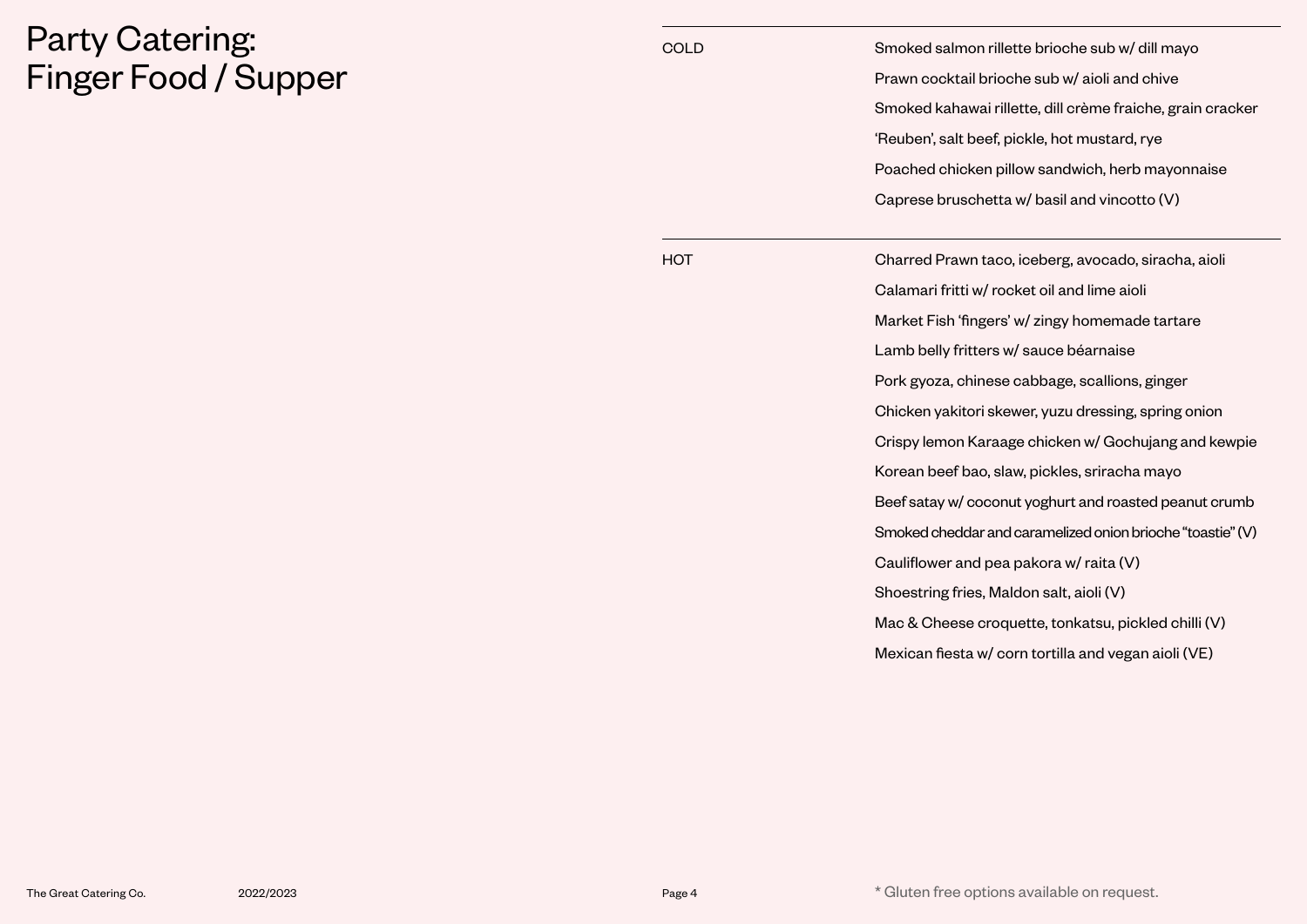# Party Catering: Finger Food / Supper

## COLD

- Smoked salmon rillette brioche sub w/ dill mayo
- Prawn cocktail brioche sub w/ aioli and chive
- Smoked kahawai rillette, dill crème fraiche, grain cracker
- ‘Reuben’, salt beef, pickle, hot mustard, rye
- Poached chicken pillow sandwich, herb mayonnaise
- Caprese bruschetta w/ basil and vincotto (V)

## HOT

- Charred Prawn taco, iceberg, avocado, siracha, aioli
- Calamari fritti w/ rocket oil and lime aioli
- Market Fish ‘fingers’ w/ zingy homemade tartare
- Lamb belly fritters w/ sauce béarnaise
- Pork gyoza, chinese cabbage, scallions, ginger
- Chicken yakitori skewer, yuzu dressing, spring onion
- Crispy lemon Karaage chicken w/ Gochujang and kewpie
- Korean beef bao, slaw, pickles, sriracha mayo
- Beef satay w/ coconut yoghurt and roasted peanut crumb
- Smoked cheddar and caramelized onion brioche “toastie” (V)
- Cauliflower and pea pakora w/ raita (V)
- Shoestring fries, Maldon salt, aioli (V)
- Mac & Cheese croquette, tonkatsu, pickled chilli (V)
- Mexican fiesta w/ corn tortilla and vegan aioli (VE)

* Gluten free options available on request.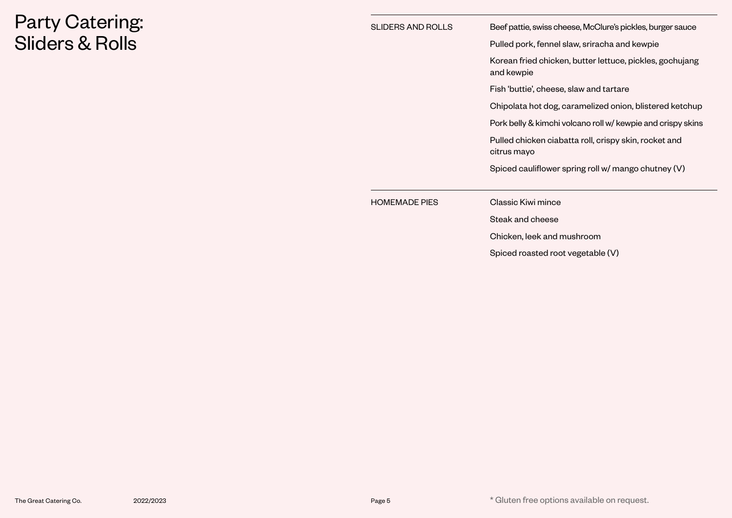# Party Catering: Sliders & Rolls

## SLIDERS AND ROLLS

- Beef pattie, swiss cheese, McClure's pickles, burger sauce
- Pulled pork, fennel slaw, sriracha and kewpie
- Korean fried chicken, butter lettuce, pickles, gochujang and kewpie
- Fish 'buttie', cheese, slaw and tartare
- Chipolata hot dog, caramelized onion, blistered ketchup
- Pork belly & kimchi volcano roll w/ kewpie and crispy skins
- Pulled chicken ciabatta roll, crispy skin, rocket and citrus mayo
- Spiced cauliflower spring roll w/ mango chutney (V)

## HOMEMADE PIES

- Classic Kiwi mince
- Steak and cheese
- Chicken, leek and mushroom
- Spiced roasted root vegetable (V)

* Gluten free options available on request.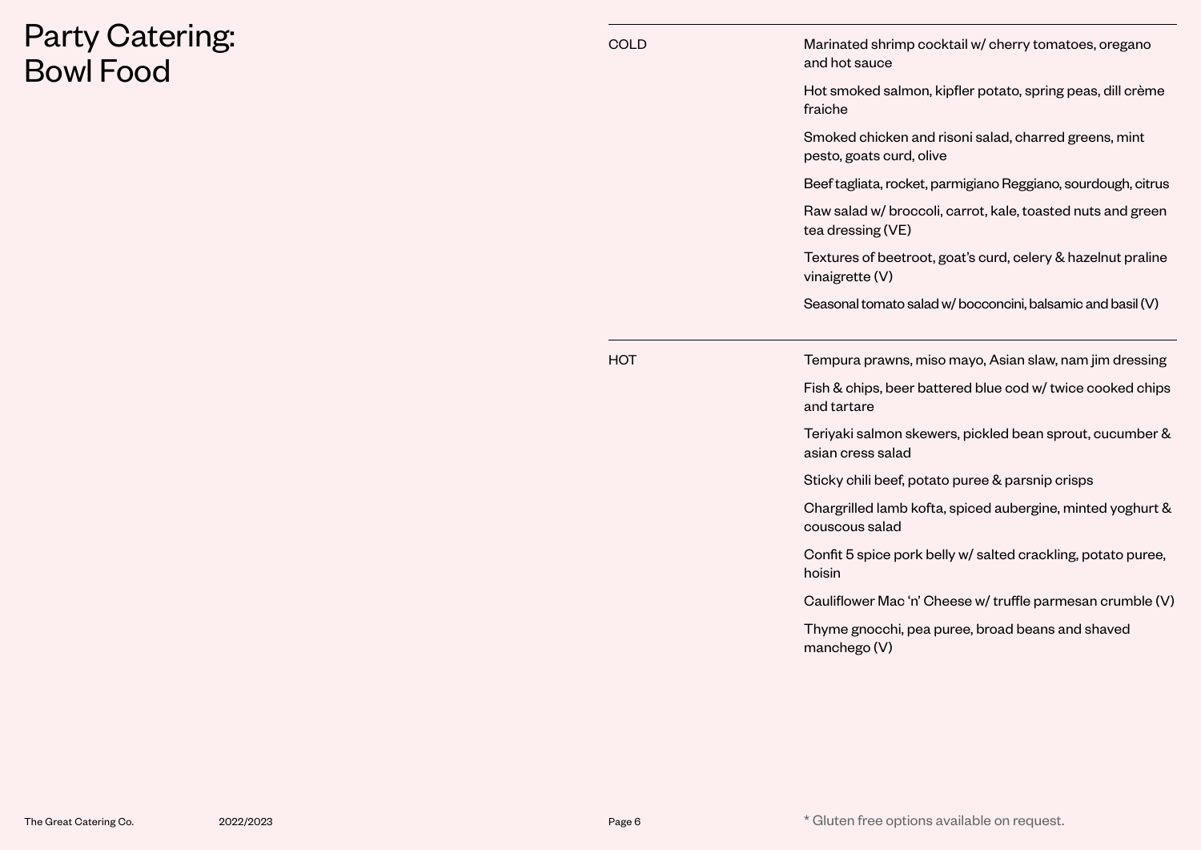# Party Catering: Bowl Food

## COLD

- Marinated shrimp cocktail w/ cherry tomatoes, oregano and hot sauce
- Hot smoked salmon, kipfler potato, spring peas, dill crème fraiche
- Smoked chicken and risoni salad, charred greens, mint pesto, goats curd, olive
- Beef tagliata, rocket, parmigiano Reggiano, sourdough, citrus
- Raw salad w/ broccoli, carrot, kale, toasted nuts and green tea dressing (VE)
- Textures of beetroot, goat's curd, celery & hazelnut praline vinaigrette (V)
- Seasonal tomato salad w/ bocconcini, balsamic and basil (V)

## HOT

- Tempura prawns, miso mayo, Asian slaw, nam jim dressing
- Fish & chips, beer battered blue cod w/ twice cooked chips and tartare
- Teriyaki salmon skewers, pickled bean sprout, cucumber & asian cress salad
- Sticky chili beef, potato puree & parsnip crisps
- Chargrilled lamb kofta, spiced aubergine, minted yoghurt & couscous salad
- Confit 5 spice pork belly w/ salted crackling, potato puree, hoisin
- Cauliflower Mac 'n' Cheese w/ truffle parmesan crumble (V)
- Thyme gnocchi, pea puree, broad beans and shaved manchego (V)

* Gluten free options available on request.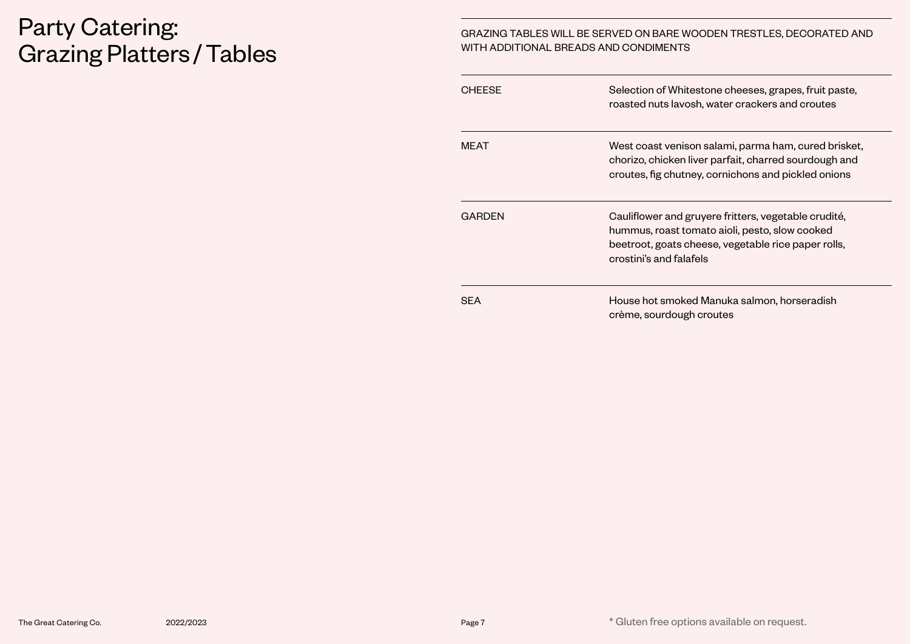# Party Catering: Grazing Platters / Tables

GRAZING TABLES WILL BE SERVED ON BARE WOODEN TRESTLES, DECORATED AND WITH ADDITIONAL BREADS AND CONDIMENTS

| | |
|---|---|
| CHEESE | Selection of Whitestone cheeses, grapes, fruit paste, roasted nuts lavosh, water crackers and croutes |
| MEAT | West coast venison salami, parma ham, cured brisket, chorizo, chicken liver parfait, charred sourdough and croutes, fig chutney, cornichons and pickled onions |
| GARDEN | Cauliflower and gruyere fritters, vegetable crudité, hummus, roast tomato aioli, pesto, slow cooked beetroot, goats cheese, vegetable rice paper rolls, crostini's and falafels |
| SEA | House hot smoked Manuka salmon, horseradish crème, sourdough croutes |

* Gluten free options available on request.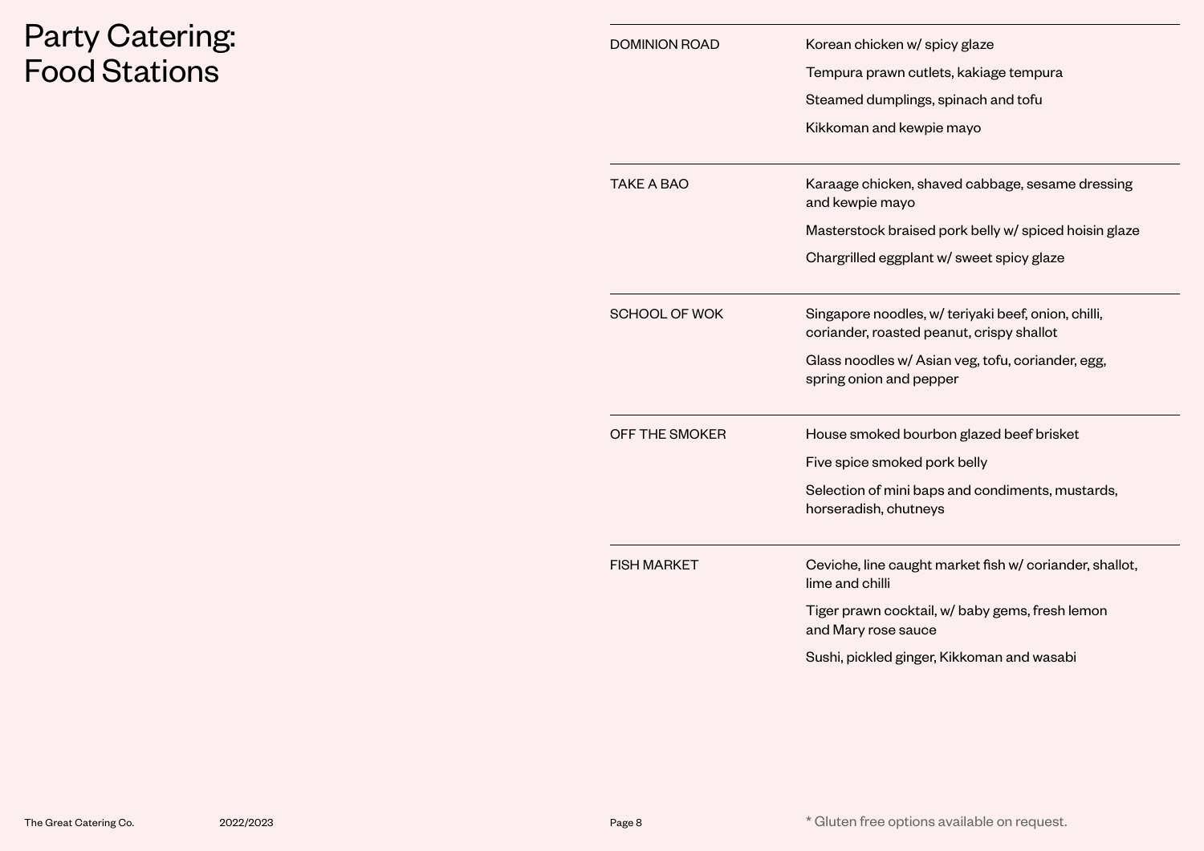# Party Catering: Food Stations

## DOMINION ROAD

Korean chicken w/ spicy glaze

Tempura prawn cutlets, kakiage tempura

Steamed dumplings, spinach and tofu

Kikkoman and kewpie mayo

## TAKE A BAO

Karaage chicken, shaved cabbage, sesame dressing and kewpie mayo

Masterstock braised pork belly w/ spiced hoisin glaze

Chargrilled eggplant w/ sweet spicy glaze

## SCHOOL OF WOK

Singapore noodles, w/ teriyaki beef, onion, chilli, coriander, roasted peanut, crispy shallot

Glass noodles w/ Asian veg, tofu, coriander, egg, spring onion and pepper

## OFF THE SMOKER

House smoked bourbon glazed beef brisket

Five spice smoked pork belly

Selection of mini baps and condiments, mustards, horseradish, chutneys

## FISH MARKET

Ceviche, line caught market fish w/ coriander, shallot, lime and chilli

Tiger prawn cocktail, w/ baby gems, fresh lemon and Mary rose sauce

Sushi, pickled ginger, Kikkoman and wasabi

* Gluten free options available on request.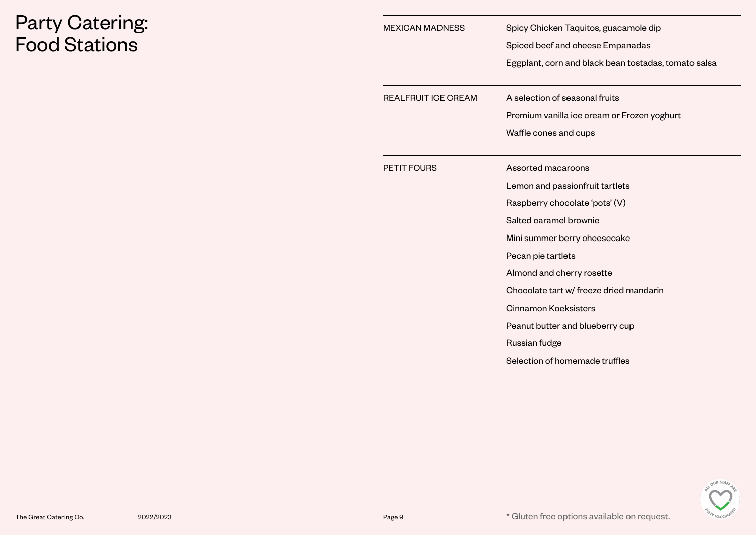# Party Catering: Food Stations

| | |
|---|---|
| MEXICAN MADNESS | Spicy Chicken Taquitos, guacamole dip |
| | Spiced beef and cheese Empanadas |
| | Eggplant, corn and black bean tostadas, tomato salsa |
| REALFRUIT ICE CREAM | A selection of seasonal fruits |
| | Premium vanilla ice cream or Frozen yoghurt |
| | Waffle cones and cups |
| PETIT FOURS | Assorted macaroons |
| | Lemon and passionfruit tartlets |
| | Raspberry chocolate 'pots' (V) |
| | Salted caramel brownie |
| | Mini summer berry cheesecake |
| | Pecan pie tartlets |
| | Almond and cherry rosette |
| | Chocolate tart w/ freeze dried mandarin |
| | Cinnamon Koeksisters |
| | Peanut butter and blueberry cup |
| | Russian fudge |
| | Selection of homemade truffles |

* Gluten free options available on request.